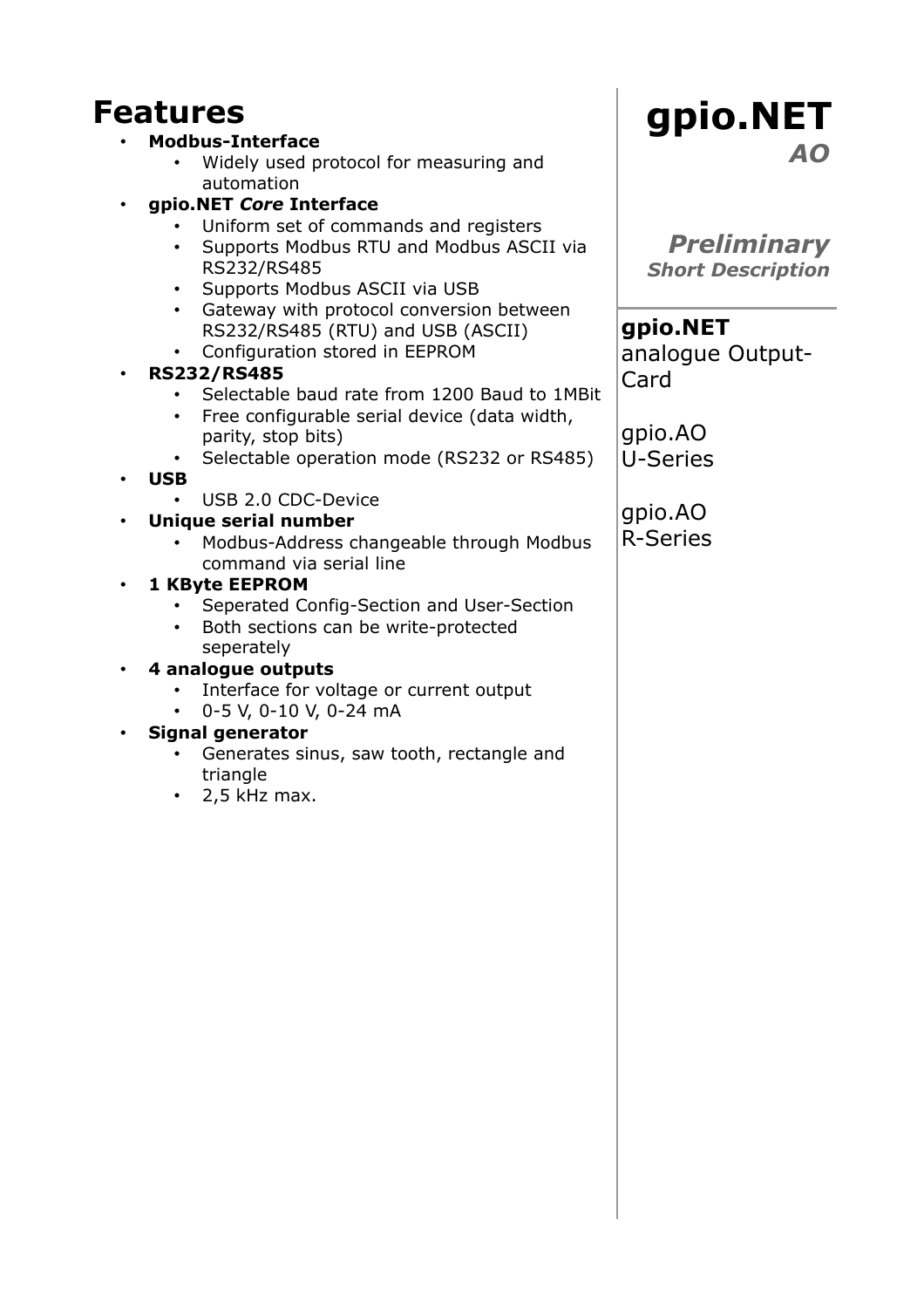# gpio.NET

***AO***

***Preliminary***
***Short Description***

**gpio.NET**
analogue Output-Card

gpio.AO
U-Series

gpio.AO
R-Series

# Features

- **Modbus-Interface**
  - Widely used protocol for measuring and automation
- **gpio.NET *Core* Interface**
  - Uniform set of commands and registers
  - Supports Modbus RTU and Modbus ASCII via RS232/RS485
  - Supports Modbus ASCII via USB
  - Gateway with protocol conversion between RS232/RS485 (RTU) and USB (ASCII)
  - Configuration stored in EEPROM
- **RS232/RS485**
  - Selectable baud rate from 1200 Baud to 1MBit
  - Free configurable serial device (data width, parity, stop bits)
  - Selectable operation mode (RS232 or RS485)
- **USB**
  - USB 2.0 CDC-Device
- **Unique serial number**
  - Modbus-Address changeable through Modbus command via serial line
- **1 KByte EEPROM**
  - Seperated Config-Section and User-Section
  - Both sections can be write-protected seperately
- **4 analogue outputs**
  - Interface for voltage or current output
  - 0-5 V, 0-10 V, 0-24 mA
- **Signal generator**
  - Generates sinus, saw tooth, rectangle and triangle
  - 2,5 kHz max.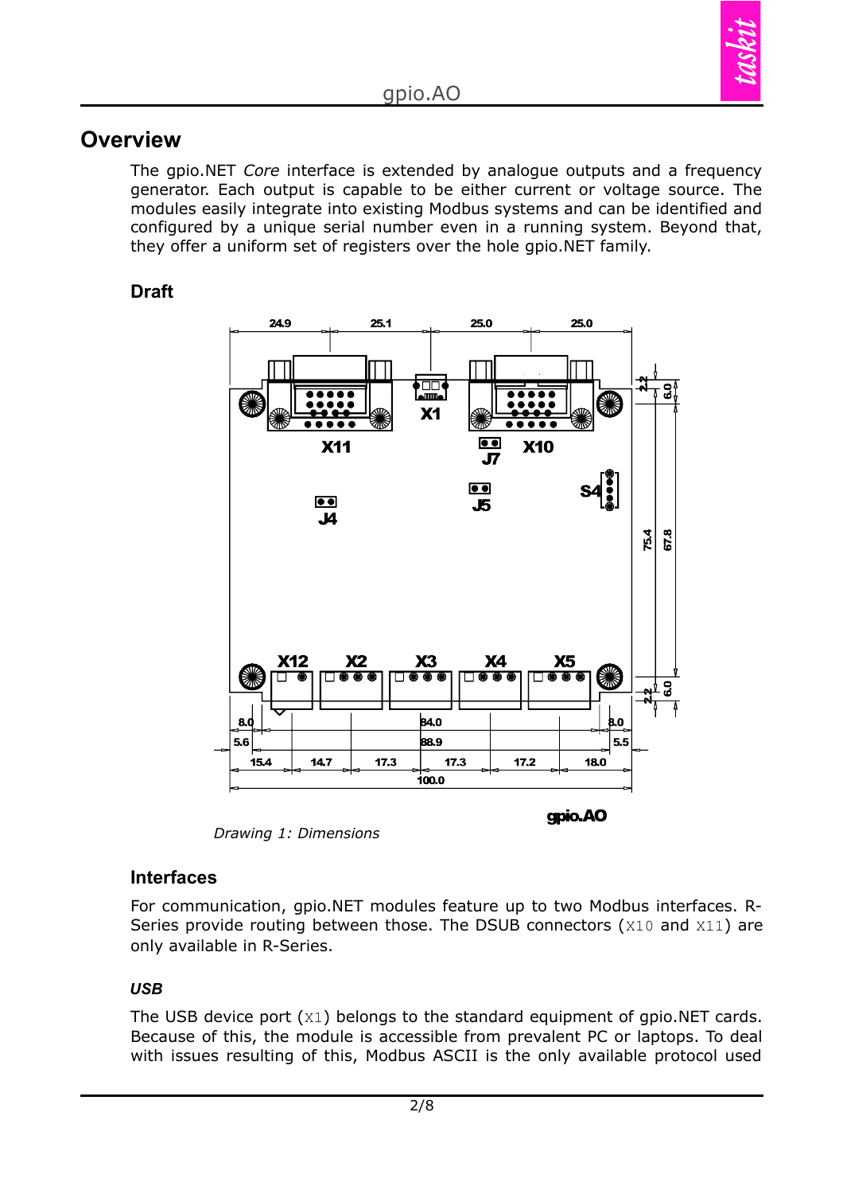# Overview

The gpio.NET *Core* interface is extended by analogue outputs and a frequency generator. Each output is capable to be either current or voltage source. The modules easily integrate into existing Modbus systems and can be identified and configured by a unique serial number even in a running system. Beyond that, they offer a uniform set of registers over the hole gpio.NET family.

## Draft

*Drawing 1: Dimensions*

## Interfaces

For communication, gpio.NET modules feature up to two Modbus interfaces. R-Series provide routing between those. The DSUB connectors (`X10` and `X11`) are only available in R-Series.

### *USB*

The USB device port (`X1`) belongs to the standard equipment of gpio.NET cards. Because of this, the module is accessible from prevalent PC or laptops. To deal with issues resulting of this, Modbus ASCII is the only available protocol used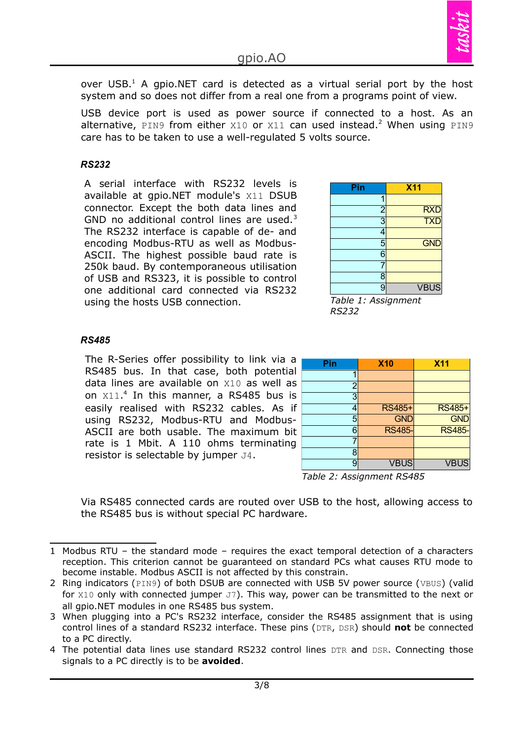over USB.[1] A gpio.NET card is detected as a virtual serial port by the host system and so does not differ from a real one from a programs point of view.

USB device port is used as power source if connected to a host. As an alternative, `PIN9` from either `X10` or `X11` can used instead.[2] When using `PIN9` care has to be taken to use a well-regulated 5 volts source.

### RS232

A serial interface with RS232 levels is available at gpio.NET module's `X11` DSUB connector. Except the both data lines and GND no additional control lines are used.[3] The RS232 interface is capable of de- and encoding Modbus-RTU as well as Modbus-ASCII. The highest possible baud rate is 250k baud. By contemporaneous utilisation of USB and RS323, it is possible to control one additional card connected via RS232 using the hosts USB connection.

| Pin | X11 |
|---|---|
| 1 | |
| 2 | RXD |
| 3 | TXD |
| 4 | |
| 5 | GND |
| 6 | |
| 7 | |
| 8 | |
| 9 | VBUS |

*Table 1: Assignment RS232*

### RS485

The R-Series offer possibility to link via a RS485 bus. In that case, both potential data lines are available on `X10` as well as on `X11`.[4] In this manner, a RS485 bus is easily realised with RS232 cables. As if using RS232, Modbus-RTU and Modbus-ASCII are both usable. The maximum bit rate is 1 Mbit. A 110 ohms terminating resistor is selectable by jumper `J4`.

| Pin | X10 | X11 |
|---|---|---|
| 1 | | |
| 2 | | |
| 3 | | |
| 4 | RS485+ | RS485+ |
| 5 | GND | GND |
| 6 | RS485- | RS485- |
| 7 | | |
| 8 | | |
| 9 | VBUS | VBUS |

*Table 2: Assignment RS485*

Via RS485 connected cards are routed over USB to the host, allowing access to the RS485 bus is without special PC hardware.

---

1 Modbus RTU – the standard mode – requires the exact temporal detection of a characters reception. This criterion cannot be guaranteed on standard PCs what causes RTU mode to become instable. Modbus ASCII is not affected by this constrain.

2 Ring indicators (`PIN9`) of both DSUB are connected with USB 5V power source (`VBUS`) (valid for `X10` only with connected jumper `J7`). This way, power can be transmitted to the next or all gpio.NET modules in one RS485 bus system.

3 When plugging into a PC's RS232 interface, consider the RS485 assignment that is using control lines of a standard RS232 interface. These pins (`DTR`, `DSR`) should **not** be connected to a PC directly.

4 The potential data lines use standard RS232 control lines `DTR` and `DSR`. Connecting those signals to a PC directly is to be **avoided**.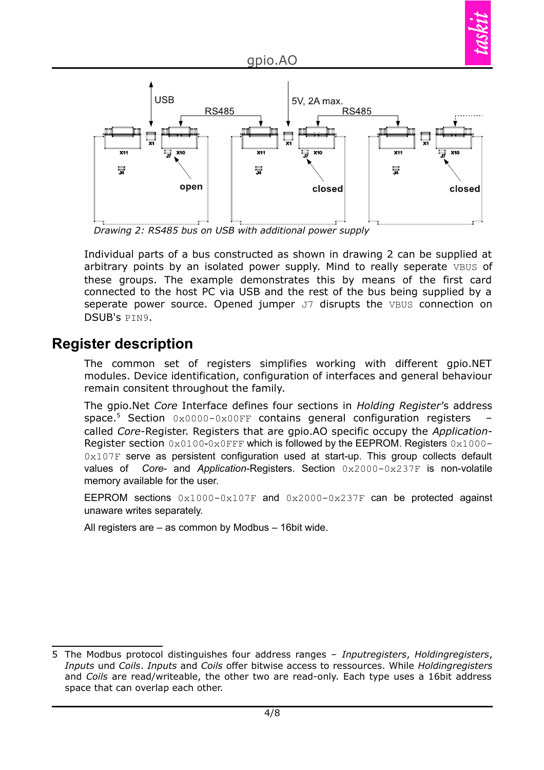Drawing 2: RS485 bus on USB with additional power supply

Individual parts of a bus constructed as shown in drawing 2 can be supplied at arbitrary points by an isolated power supply. Mind to really seperate `VBUS` of these groups. The example demonstrates this by means of the first card connected to the host PC via USB and the rest of the bus being supplied by a seperate power source. Opened jumper `J7` disrupts the `VBUS` connection on DSUB's `PIN9`.

## Register description

The common set of registers simplifies working with different gpio.NET modules. Device identification, configuration of interfaces and general behaviour remain consitent throughout the family.

The gpio.Net *Core* Interface defines four sections in *Holding Register*'s address space.[5] Section `0x0000-0x00FF` contains general configuration registers – called *Core*-Register. Registers that are gpio.AO specific occupy the *Application*-Register section `0x0100-0x0FFF` which is followed by the EEPROM. Registers `0x1000-0x107F` serve as persistent configuration used at start-up. This group collects default values of *Core*- and *Application*-Registers. Section `0x2000-0x237F` is non-volatile memory available for the user.

EEPROM sections `0x1000-0x107F` and `0x2000-0x237F` can be protected against unaware writes separately.

All registers are – as common by Modbus – 16bit wide.

---

5 The Modbus protocol distinguishes four address ranges – *Inputregisters*, *Holdingregisters*, *Inputs* und *Coils*. *Inputs* and *Coils* offer bitwise access to ressources. While *Holdingregisters* and *Coils* are read/writeable, the other two are read-only. Each type uses a 16bit address space that can overlap each other.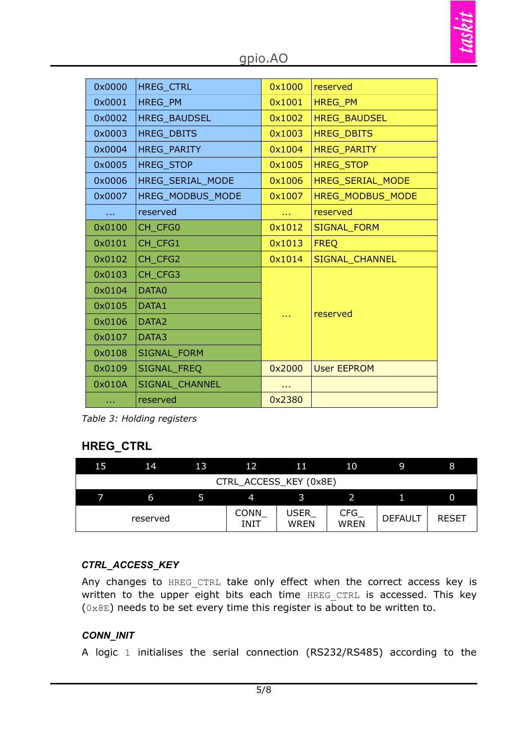| | | | |
|---|---|---|---|
| 0x0000 | HREG_CTRL | 0x1000 | reserved |
| 0x0001 | HREG_PM | 0x1001 | HREG_PM |
| 0x0002 | HREG_BAUDSEL | 0x1002 | HREG_BAUDSEL |
| 0x0003 | HREG_DBITS | 0x1003 | HREG_DBITS |
| 0x0004 | HREG_PARITY | 0x1004 | HREG_PARITY |
| 0x0005 | HREG_STOP | 0x1005 | HREG_STOP |
| 0x0006 | HREG_SERIAL_MODE | 0x1006 | HREG_SERIAL_MODE |
| 0x0007 | HREG_MODBUS_MODE | 0x1007 | HREG_MODBUS_MODE |
| … | reserved | … | reserved |
| 0x0100 | CH_CFG0 | 0x1012 | SIGNAL_FORM |
| 0x0101 | CH_CFG1 | 0x1013 | FREQ |
| 0x0102 | CH_CFG2 | 0x1014 | SIGNAL_CHANNEL |
| 0x0103 | CH_CFG3 | … | reserved |
| 0x0104 | DATA0 | | |
| 0x0105 | DATA1 | | |
| 0x0106 | DATA2 | | |
| 0x0107 | DATA3 | | |
| 0x0108 | SIGNAL_FORM | | |
| 0x0109 | SIGNAL_FREQ | 0x2000 | User EEPROM |
| 0x010A | SIGNAL_CHANNEL | … | |
| … | reserved | 0x2380 | |

*Table 3: Holding registers*

## HREG_CTRL

| 15 | 14 | 13 | 12 | 11 | 10 | 9 | 8 |
|---|---|---|---|---|---|---|---|
| CTRL_ACCESS_KEY (0x8E) | | | | | | | |
| **7** | **6** | **5** | **4** | **3** | **2** | **1** | **0** |
| reserved | | | CONN_INIT | USER_WREN | CFG_WREN | DEFAULT | RESET |

#### *CTRL_ACCESS_KEY*

Any changes to `HREG_CTRL` take only effect when the correct access key is written to the upper eight bits each time `HREG_CTRL` is accessed. This key (`0x8E`) needs to be set every time this register is about to be written to.

#### *CONN_INIT*

A logic `1` initialises the serial connection (RS232/RS485) according to the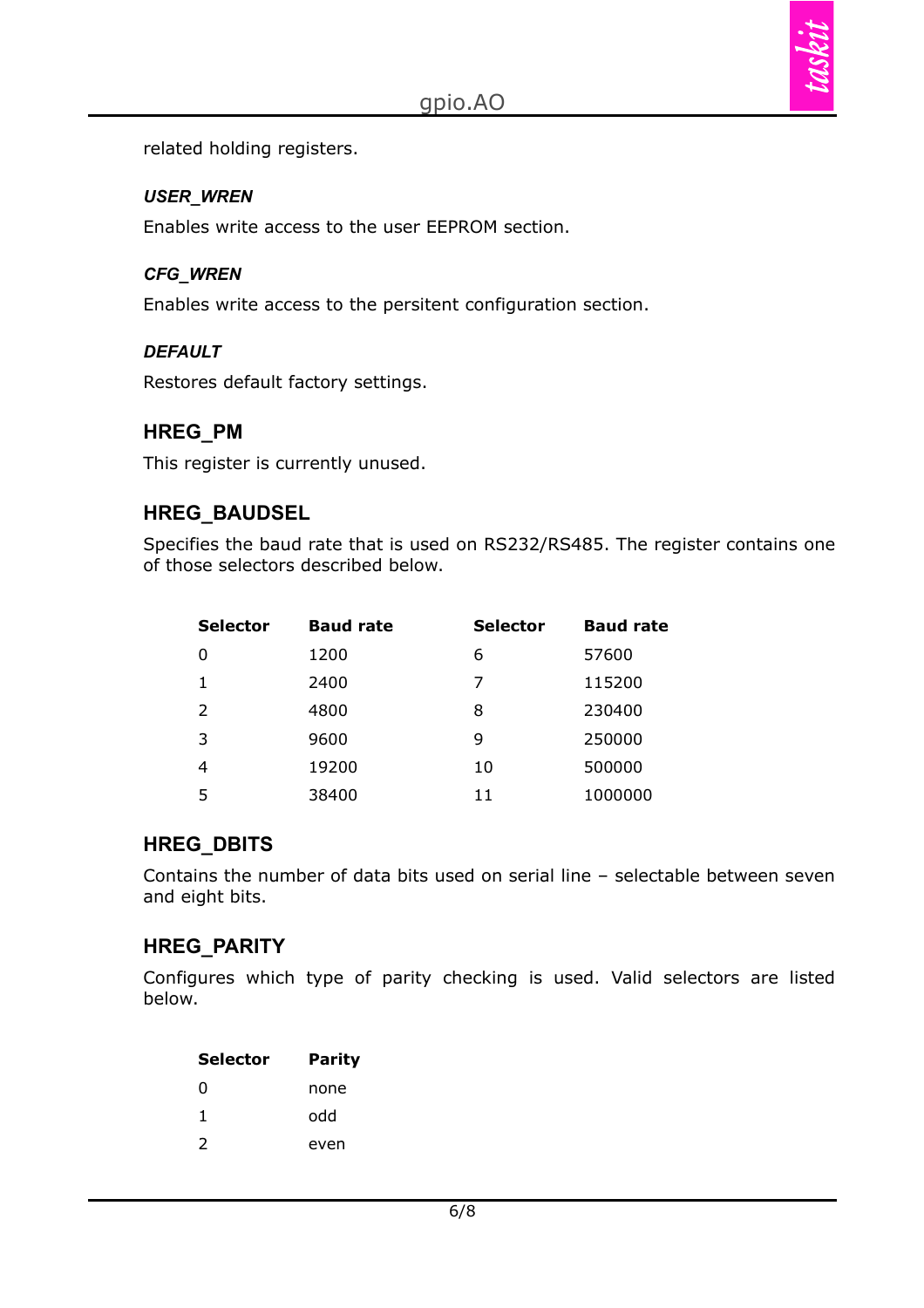related holding registers.

***USER_WREN***

Enables write access to the user EEPROM section.

***CFG_WREN***

Enables write access to the persitent configuration section.

***DEFAULT***

Restores default factory settings.

## HREG_PM

This register is currently unused.

## HREG_BAUDSEL

Specifies the baud rate that is used on RS232/RS485. The register contains one of those selectors described below.

| Selector | Baud rate | Selector | Baud rate |
|---|---|---|---|
| 0 | 1200 | 6 | 57600 |
| 1 | 2400 | 7 | 115200 |
| 2 | 4800 | 8 | 230400 |
| 3 | 9600 | 9 | 250000 |
| 4 | 19200 | 10 | 500000 |
| 5 | 38400 | 11 | 1000000 |

## HREG_DBITS

Contains the number of data bits used on serial line – selectable between seven and eight bits.

## HREG_PARITY

Configures which type of parity checking is used. Valid selectors are listed below.

| Selector | Parity |
|---|---|
| 0 | none |
| 1 | odd |
| 2 | even |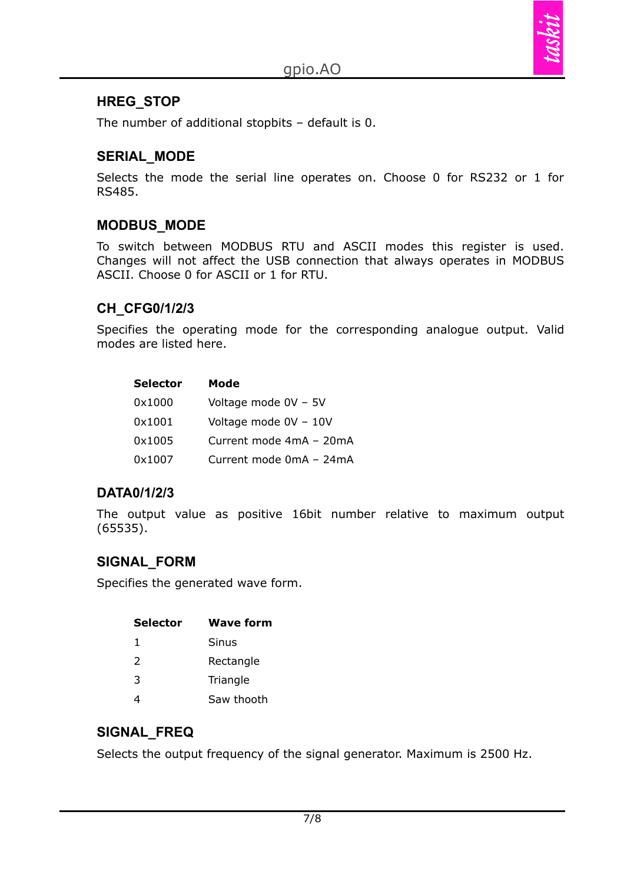### HREG_STOP

The number of additional stopbits – default is 0.

### SERIAL_MODE

Selects the mode the serial line operates on. Choose 0 for RS232 or 1 for RS485.

### MODBUS_MODE

To switch between MODBUS RTU and ASCII modes this register is used. Changes will not affect the USB connection that always operates in MODBUS ASCII. Choose 0 for ASCII or 1 for RTU.

### CH_CFG0/1/2/3

Specifies the operating mode for the corresponding analogue output. Valid modes are listed here.

| Selector | Mode |
|---|---|
| 0x1000 | Voltage mode 0V – 5V |
| 0x1001 | Voltage mode 0V – 10V |
| 0x1005 | Current mode 4mA – 20mA |
| 0x1007 | Current mode 0mA – 24mA |

### DATA0/1/2/3

The output value as positive 16bit number relative to maximum output (65535).

### SIGNAL_FORM

Specifies the generated wave form.

| Selector | Wave form |
|---|---|
| 1 | Sinus |
| 2 | Rectangle |
| 3 | Triangle |
| 4 | Saw thooth |

### SIGNAL_FREQ

Selects the output frequency of the signal generator. Maximum is 2500 Hz.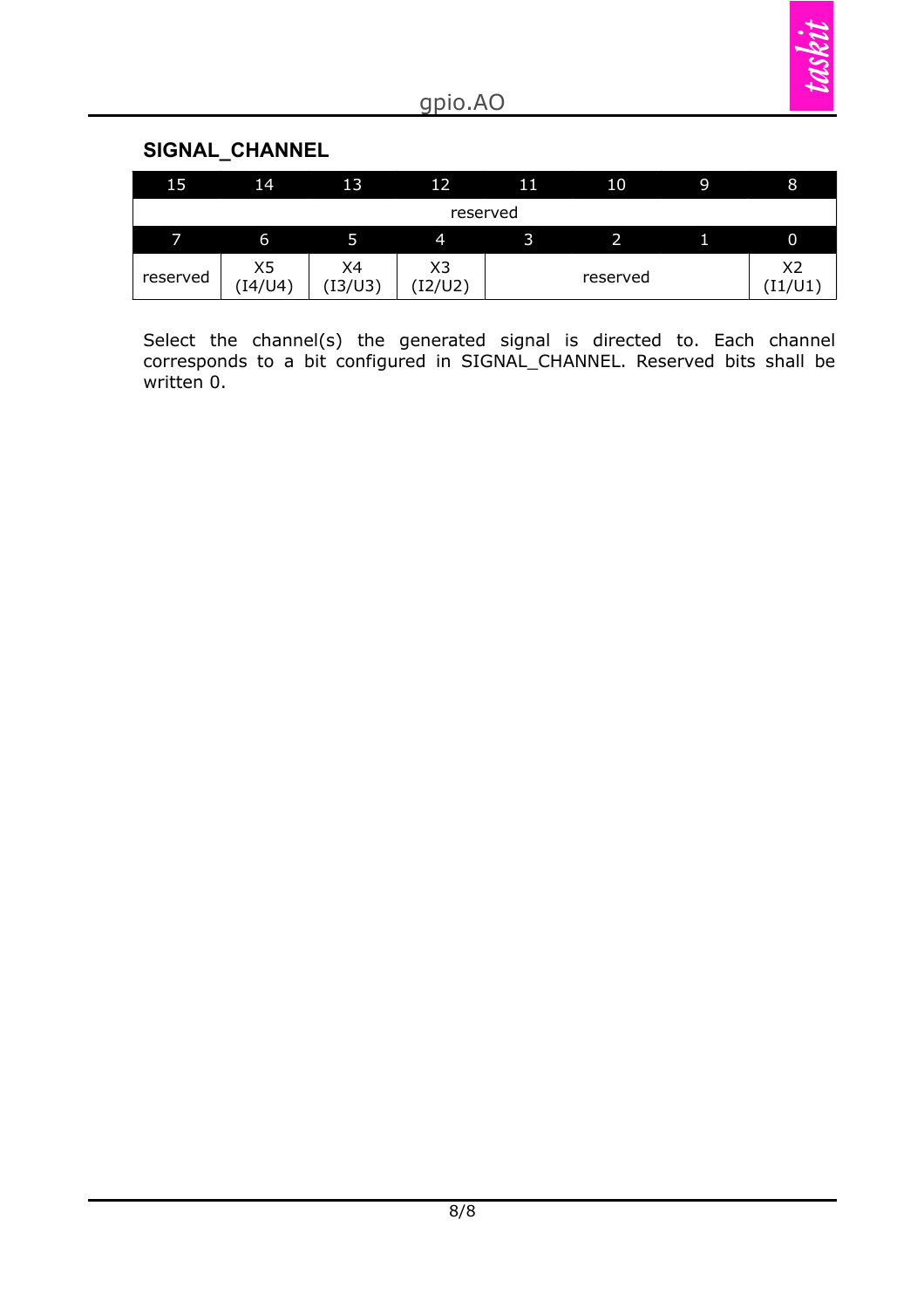## SIGNAL_CHANNEL

| 15 | 14 | 13 | 12 | 11 | 10 | 9 | 8 |
|---|---|---|---|---|---|---|---|
| reserved | | | | | | | |
| **7** | **6** | **5** | **4** | **3** | **2** | **1** | **0** |
| reserved | X5 (I4/U4) | X4 (I3/U3) | X3 (I2/U2) | reserved | | | X2 (I1/U1) |

Select the channel(s) the generated signal is directed to. Each channel corresponds to a bit configured in SIGNAL_CHANNEL. Reserved bits shall be written 0.